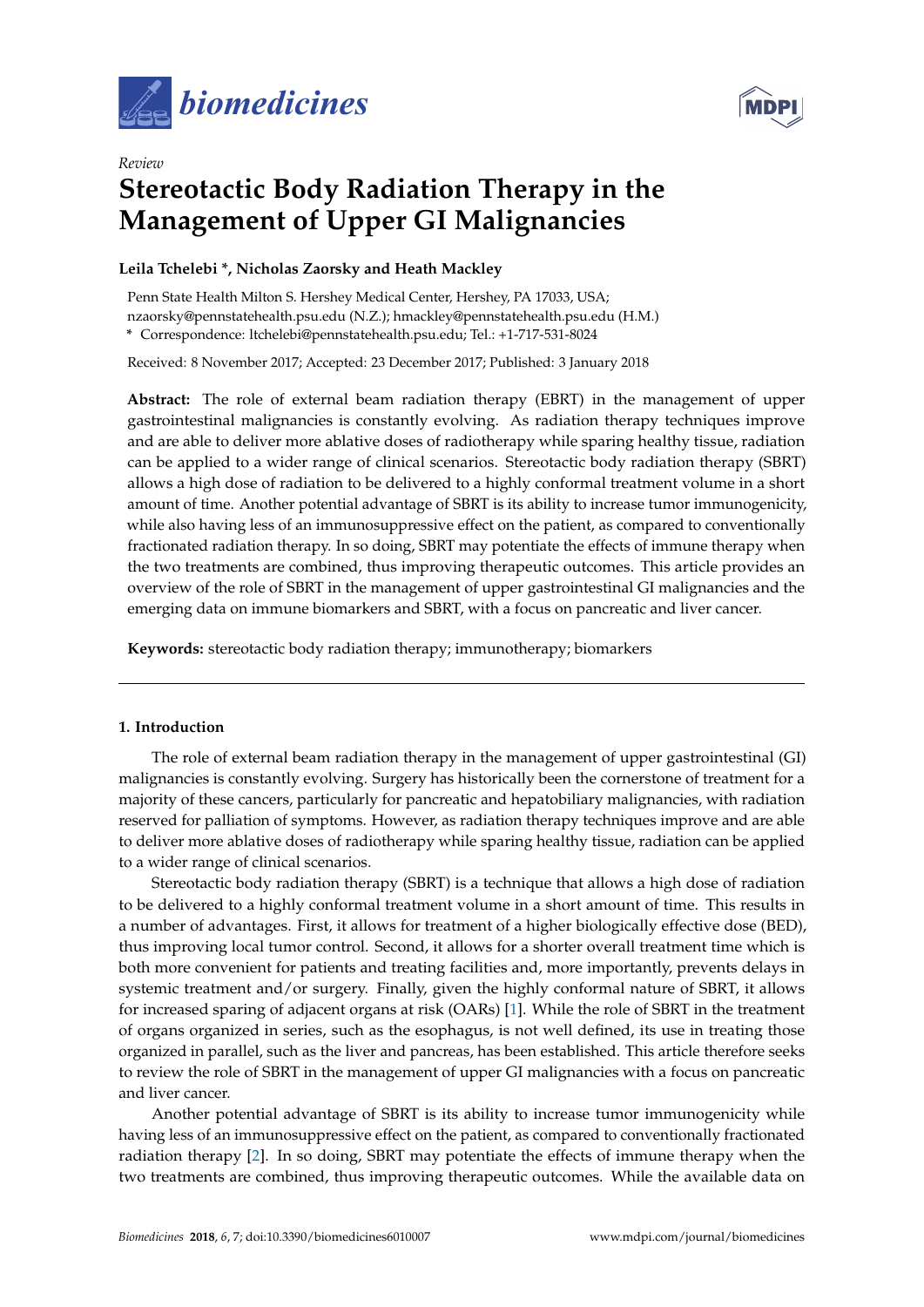*biomedicines*

*Review*

# Stereotactic Body Radiation Therapy in the Management of Upper GI Malignancies

**Leila Tchelebi \*, Nicholas Zaorsky and Heath Mackley**

Penn State Health Milton S. Hershey Medical Center, Hershey, PA 17033, USA; nzaorsky@pennstatehealth.psu.edu (N.Z.); hmackley@pennstatehealth.psu.edu (H.M.)

\* Correspondence: ltchelebi@pennstatehealth.psu.edu; Tel.: +1-717-531-8024

Received: 8 November 2017; Accepted: 23 December 2017; Published: 3 January 2018

**Abstract:** The role of external beam radiation therapy (EBRT) in the management of upper gastrointestinal malignancies is constantly evolving. As radiation therapy techniques improve and are able to deliver more ablative doses of radiotherapy while sparing healthy tissue, radiation can be applied to a wider range of clinical scenarios. Stereotactic body radiation therapy (SBRT) allows a high dose of radiation to be delivered to a highly conformal treatment volume in a short amount of time. Another potential advantage of SBRT is its ability to increase tumor immunogenicity, while also having less of an immunosuppressive effect on the patient, as compared to conventionally fractionated radiation therapy. In so doing, SBRT may potentiate the effects of immune therapy when the two treatments are combined, thus improving therapeutic outcomes. This article provides an overview of the role of SBRT in the management of upper gastrointestinal GI malignancies and the emerging data on immune biomarkers and SBRT, with a focus on pancreatic and liver cancer.

**Keywords:** stereotactic body radiation therapy; immunotherapy; biomarkers

## 1. Introduction

The role of external beam radiation therapy in the management of upper gastrointestinal (GI) malignancies is constantly evolving. Surgery has historically been the cornerstone of treatment for a majority of these cancers, particularly for pancreatic and hepatobiliary malignancies, with radiation reserved for palliation of symptoms. However, as radiation therapy techniques improve and are able to deliver more ablative doses of radiotherapy while sparing healthy tissue, radiation can be applied to a wider range of clinical scenarios.

Stereotactic body radiation therapy (SBRT) is a technique that allows a high dose of radiation to be delivered to a highly conformal treatment volume in a short amount of time. This results in a number of advantages. First, it allows for treatment of a higher biologically effective dose (BED), thus improving local tumor control. Second, it allows for a shorter overall treatment time which is both more convenient for patients and treating facilities and, more importantly, prevents delays in systemic treatment and/or surgery. Finally, given the highly conformal nature of SBRT, it allows for increased sparing of adjacent organs at risk (OARs) [1]. While the role of SBRT in the treatment of organs organized in series, such as the esophagus, is not well defined, its use in treating those organized in parallel, such as the liver and pancreas, has been established. This article therefore seeks to review the role of SBRT in the management of upper GI malignancies with a focus on pancreatic and liver cancer.

Another potential advantage of SBRT is its ability to increase tumor immunogenicity while having less of an immunosuppressive effect on the patient, as compared to conventionally fractionated radiation therapy [2]. In so doing, SBRT may potentiate the effects of immune therapy when the two treatments are combined, thus improving therapeutic outcomes. While the available data on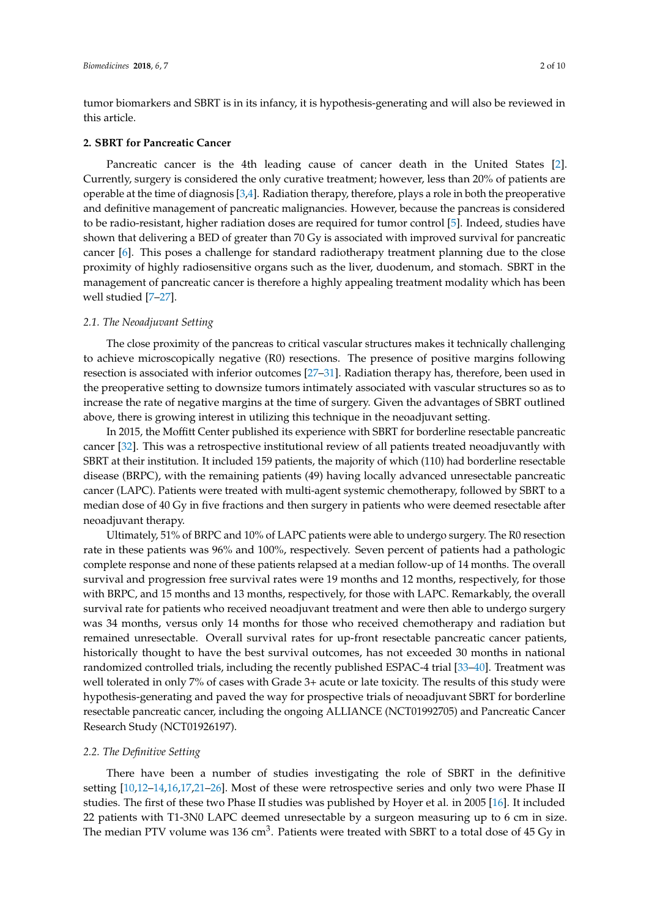tumor biomarkers and SBRT is in its infancy, it is hypothesis-generating and will also be reviewed in this article.

## 2. SBRT for Pancreatic Cancer

Pancreatic cancer is the 4th leading cause of cancer death in the United States [2]. Currently, surgery is considered the only curative treatment; however, less than 20% of patients are operable at the time of diagnosis [3,4]. Radiation therapy, therefore, plays a role in both the preoperative and definitive management of pancreatic malignancies. However, because the pancreas is considered to be radio-resistant, higher radiation doses are required for tumor control [5]. Indeed, studies have shown that delivering a BED of greater than 70 Gy is associated with improved survival for pancreatic cancer [6]. This poses a challenge for standard radiotherapy treatment planning due to the close proximity of highly radiosensitive organs such as the liver, duodenum, and stomach. SBRT in the management of pancreatic cancer is therefore a highly appealing treatment modality which has been well studied [7–27].

### *2.1. The Neoadjuvant Setting*

The close proximity of the pancreas to critical vascular structures makes it technically challenging to achieve microscopically negative (R0) resections. The presence of positive margins following resection is associated with inferior outcomes [27–31]. Radiation therapy has, therefore, been used in the preoperative setting to downsize tumors intimately associated with vascular structures so as to increase the rate of negative margins at the time of surgery. Given the advantages of SBRT outlined above, there is growing interest in utilizing this technique in the neoadjuvant setting.

In 2015, the Moffitt Center published its experience with SBRT for borderline resectable pancreatic cancer [32]. This was a retrospective institutional review of all patients treated neoadjuvantly with SBRT at their institution. It included 159 patients, the majority of which (110) had borderline resectable disease (BRPC), with the remaining patients (49) having locally advanced unresectable pancreatic cancer (LAPC). Patients were treated with multi-agent systemic chemotherapy, followed by SBRT to a median dose of 40 Gy in five fractions and then surgery in patients who were deemed resectable after neoadjuvant therapy.

Ultimately, 51% of BRPC and 10% of LAPC patients were able to undergo surgery. The R0 resection rate in these patients was 96% and 100%, respectively. Seven percent of patients had a pathologic complete response and none of these patients relapsed at a median follow-up of 14 months. The overall survival and progression free survival rates were 19 months and 12 months, respectively, for those with BRPC, and 15 months and 13 months, respectively, for those with LAPC. Remarkably, the overall survival rate for patients who received neoadjuvant treatment and were then able to undergo surgery was 34 months, versus only 14 months for those who received chemotherapy and radiation but remained unresectable. Overall survival rates for up-front resectable pancreatic cancer patients, historically thought to have the best survival outcomes, has not exceeded 30 months in national randomized controlled trials, including the recently published ESPAC-4 trial [33–40]. Treatment was well tolerated in only 7% of cases with Grade 3+ acute or late toxicity. The results of this study were hypothesis-generating and paved the way for prospective trials of neoadjuvant SBRT for borderline resectable pancreatic cancer, including the ongoing ALLIANCE (NCT01992705) and Pancreatic Cancer Research Study (NCT01926197).

### *2.2. The Definitive Setting*

There have been a number of studies investigating the role of SBRT in the definitive setting [10,12–14,16,17,21–26]. Most of these were retrospective series and only two were Phase II studies. The first of these two Phase II studies was published by Hoyer et al. in 2005 [16]. It included 22 patients with T1-3N0 LAPC deemed unresectable by a surgeon measuring up to 6 cm in size. The median PTV volume was 136 $cm^3$. Patients were treated with SBRT to a total dose of 45 Gy in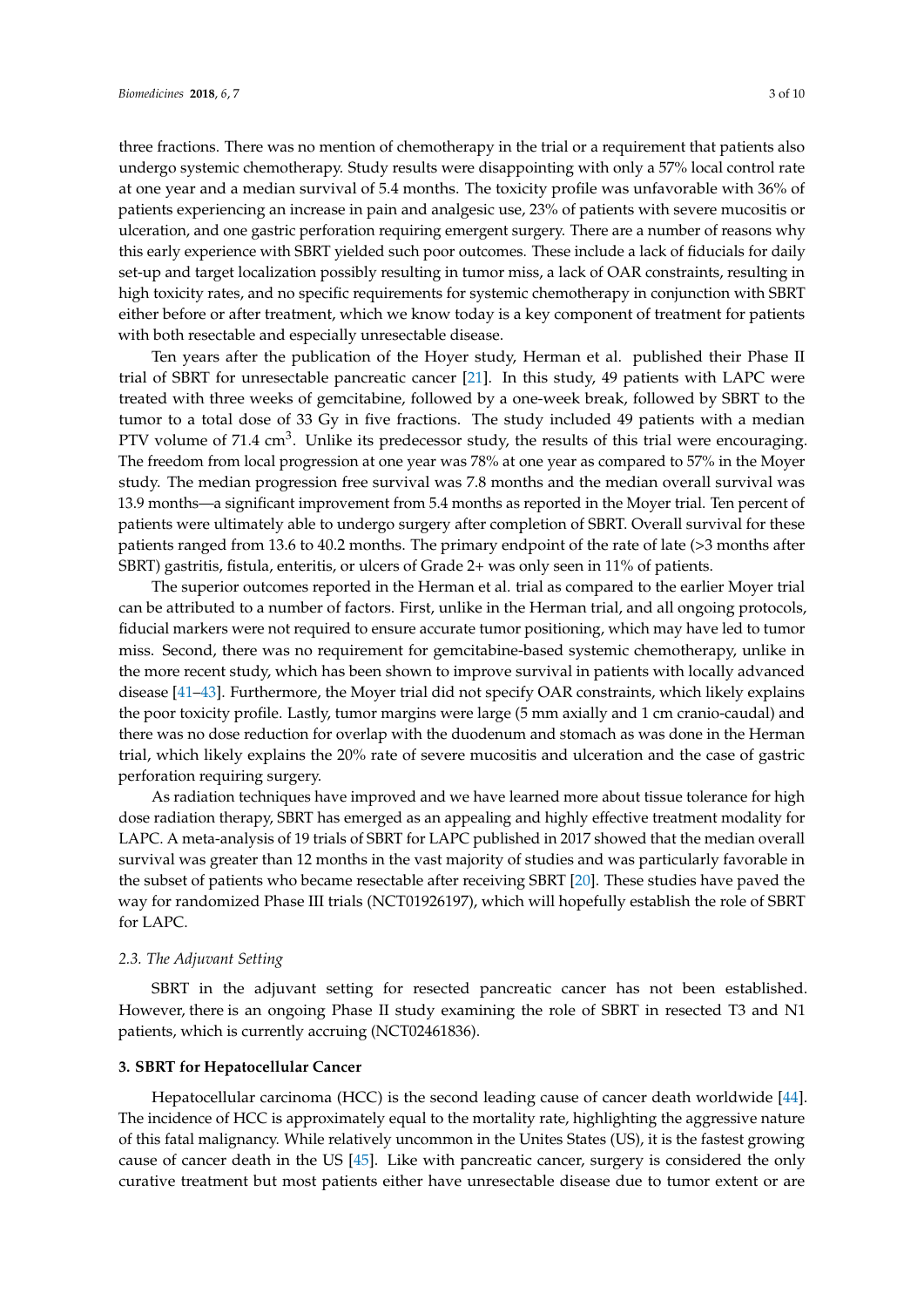three fractions. There was no mention of chemotherapy in the trial or a requirement that patients also undergo systemic chemotherapy. Study results were disappointing with only a 57% local control rate at one year and a median survival of 5.4 months. The toxicity profile was unfavorable with 36% of patients experiencing an increase in pain and analgesic use, 23% of patients with severe mucositis or ulceration, and one gastric perforation requiring emergent surgery. There are a number of reasons why this early experience with SBRT yielded such poor outcomes. These include a lack of fiducials for daily set-up and target localization possibly resulting in tumor miss, a lack of OAR constraints, resulting in high toxicity rates, and no specific requirements for systemic chemotherapy in conjunction with SBRT either before or after treatment, which we know today is a key component of treatment for patients with both resectable and especially unresectable disease.

Ten years after the publication of the Hoyer study, Herman et al. published their Phase II trial of SBRT for unresectable pancreatic cancer [21]. In this study, 49 patients with LAPC were treated with three weeks of gemcitabine, followed by a one-week break, followed by SBRT to the tumor to a total dose of 33 Gy in five fractions. The study included 49 patients with a median PTV volume of 71.4 $cm^3$. Unlike its predecessor study, the results of this trial were encouraging. The freedom from local progression at one year was 78% at one year as compared to 57% in the Moyer study. The median progression free survival was 7.8 months and the median overall survival was 13.9 months—a significant improvement from 5.4 months as reported in the Moyer trial. Ten percent of patients were ultimately able to undergo surgery after completion of SBRT. Overall survival for these patients ranged from 13.6 to 40.2 months. The primary endpoint of the rate of late (>3 months after SBRT) gastritis, fistula, enteritis, or ulcers of Grade 2+ was only seen in 11% of patients.

The superior outcomes reported in the Herman et al. trial as compared to the earlier Moyer trial can be attributed to a number of factors. First, unlike in the Herman trial, and all ongoing protocols, fiducial markers were not required to ensure accurate tumor positioning, which may have led to tumor miss. Second, there was no requirement for gemcitabine-based systemic chemotherapy, unlike in the more recent study, which has been shown to improve survival in patients with locally advanced disease [41–43]. Furthermore, the Moyer trial did not specify OAR constraints, which likely explains the poor toxicity profile. Lastly, tumor margins were large (5 mm axially and 1 cm cranio-caudal) and there was no dose reduction for overlap with the duodenum and stomach as was done in the Herman trial, which likely explains the 20% rate of severe mucositis and ulceration and the case of gastric perforation requiring surgery.

As radiation techniques have improved and we have learned more about tissue tolerance for high dose radiation therapy, SBRT has emerged as an appealing and highly effective treatment modality for LAPC. A meta-analysis of 19 trials of SBRT for LAPC published in 2017 showed that the median overall survival was greater than 12 months in the vast majority of studies and was particularly favorable in the subset of patients who became resectable after receiving SBRT [20]. These studies have paved the way for randomized Phase III trials (NCT01926197), which will hopefully establish the role of SBRT for LAPC.

### *2.3. The Adjuvant Setting*

SBRT in the adjuvant setting for resected pancreatic cancer has not been established. However, there is an ongoing Phase II study examining the role of SBRT in resected T3 and N1 patients, which is currently accruing (NCT02461836).

## 3. SBRT for Hepatocellular Cancer

Hepatocellular carcinoma (HCC) is the second leading cause of cancer death worldwide [44]. The incidence of HCC is approximately equal to the mortality rate, highlighting the aggressive nature of this fatal malignancy. While relatively uncommon in the Unites States (US), it is the fastest growing cause of cancer death in the US [45]. Like with pancreatic cancer, surgery is considered the only curative treatment but most patients either have unresectable disease due to tumor extent or are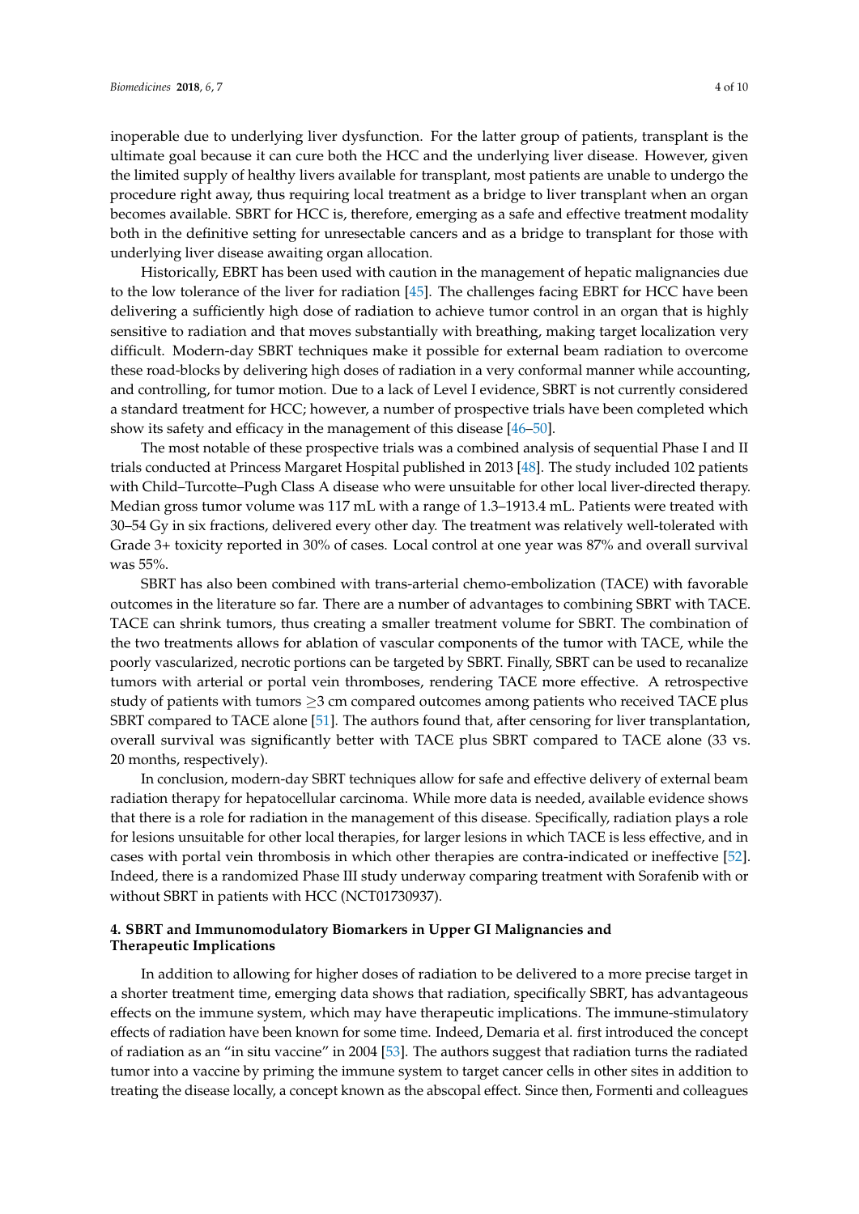inoperable due to underlying liver dysfunction. For the latter group of patients, transplant is the ultimate goal because it can cure both the HCC and the underlying liver disease. However, given the limited supply of healthy livers available for transplant, most patients are unable to undergo the procedure right away, thus requiring local treatment as a bridge to liver transplant when an organ becomes available. SBRT for HCC is, therefore, emerging as a safe and effective treatment modality both in the definitive setting for unresectable cancers and as a bridge to transplant for those with underlying liver disease awaiting organ allocation.

Historically, EBRT has been used with caution in the management of hepatic malignancies due to the low tolerance of the liver for radiation [45]. The challenges facing EBRT for HCC have been delivering a sufficiently high dose of radiation to achieve tumor control in an organ that is highly sensitive to radiation and that moves substantially with breathing, making target localization very difficult. Modern-day SBRT techniques make it possible for external beam radiation to overcome these road-blocks by delivering high doses of radiation in a very conformal manner while accounting, and controlling, for tumor motion. Due to a lack of Level I evidence, SBRT is not currently considered a standard treatment for HCC; however, a number of prospective trials have been completed which show its safety and efficacy in the management of this disease [46–50].

The most notable of these prospective trials was a combined analysis of sequential Phase I and II trials conducted at Princess Margaret Hospital published in 2013 [48]. The study included 102 patients with Child–Turcotte–Pugh Class A disease who were unsuitable for other local liver-directed therapy. Median gross tumor volume was 117 mL with a range of 1.3–1913.4 mL. Patients were treated with 30–54 Gy in six fractions, delivered every other day. The treatment was relatively well-tolerated with Grade 3+ toxicity reported in 30% of cases. Local control at one year was 87% and overall survival was 55%.

SBRT has also been combined with trans-arterial chemo-embolization (TACE) with favorable outcomes in the literature so far. There are a number of advantages to combining SBRT with TACE. TACE can shrink tumors, thus creating a smaller treatment volume for SBRT. The combination of the two treatments allows for ablation of vascular components of the tumor with TACE, while the poorly vascularized, necrotic portions can be targeted by SBRT. Finally, SBRT can be used to recanalize tumors with arterial or portal vein thromboses, rendering TACE more effective. A retrospective study of patients with tumors $\geq$3 cm compared outcomes among patients who received TACE plus SBRT compared to TACE alone [51]. The authors found that, after censoring for liver transplantation, overall survival was significantly better with TACE plus SBRT compared to TACE alone (33 vs. 20 months, respectively).

In conclusion, modern-day SBRT techniques allow for safe and effective delivery of external beam radiation therapy for hepatocellular carcinoma. While more data is needed, available evidence shows that there is a role for radiation in the management of this disease. Specifically, radiation plays a role for lesions unsuitable for other local therapies, for larger lesions in which TACE is less effective, and in cases with portal vein thrombosis in which other therapies are contra-indicated or ineffective [52]. Indeed, there is a randomized Phase III study underway comparing treatment with Sorafenib with or without SBRT in patients with HCC (NCT01730937).

## 4. SBRT and Immunomodulatory Biomarkers in Upper GI Malignancies and Therapeutic Implications

In addition to allowing for higher doses of radiation to be delivered to a more precise target in a shorter treatment time, emerging data shows that radiation, specifically SBRT, has advantageous effects on the immune system, which may have therapeutic implications. The immune-stimulatory effects of radiation have been known for some time. Indeed, Demaria et al. first introduced the concept of radiation as an "in situ vaccine" in 2004 [53]. The authors suggest that radiation turns the radiated tumor into a vaccine by priming the immune system to target cancer cells in other sites in addition to treating the disease locally, a concept known as the abscopal effect. Since then, Formenti and colleagues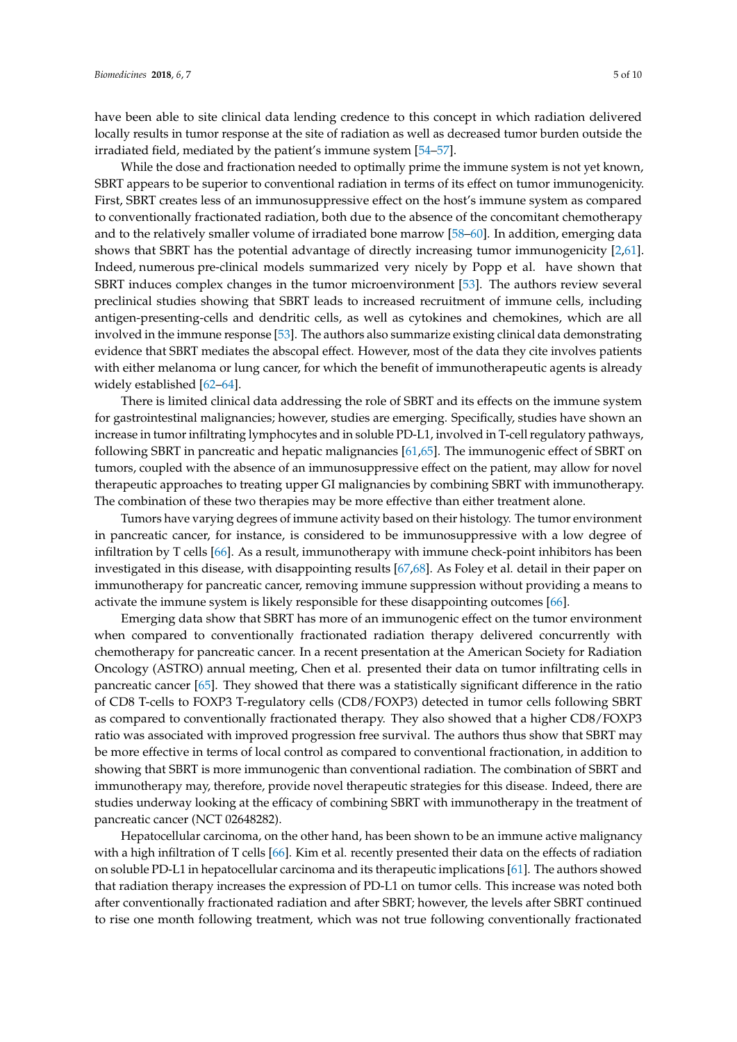have been able to site clinical data lending credence to this concept in which radiation delivered locally results in tumor response at the site of radiation as well as decreased tumor burden outside the irradiated field, mediated by the patient's immune system [54–57].

While the dose and fractionation needed to optimally prime the immune system is not yet known, SBRT appears to be superior to conventional radiation in terms of its effect on tumor immunogenicity. First, SBRT creates less of an immunosuppressive effect on the host's immune system as compared to conventionally fractionated radiation, both due to the absence of the concomitant chemotherapy and to the relatively smaller volume of irradiated bone marrow [58–60]. In addition, emerging data shows that SBRT has the potential advantage of directly increasing tumor immunogenicity [2,61]. Indeed, numerous pre-clinical models summarized very nicely by Popp et al. have shown that SBRT induces complex changes in the tumor microenvironment [53]. The authors review several preclinical studies showing that SBRT leads to increased recruitment of immune cells, including antigen-presenting-cells and dendritic cells, as well as cytokines and chemokines, which are all involved in the immune response [53]. The authors also summarize existing clinical data demonstrating evidence that SBRT mediates the abscopal effect. However, most of the data they cite involves patients with either melanoma or lung cancer, for which the benefit of immunotherapeutic agents is already widely established [62–64].

There is limited clinical data addressing the role of SBRT and its effects on the immune system for gastrointestinal malignancies; however, studies are emerging. Specifically, studies have shown an increase in tumor infiltrating lymphocytes and in soluble PD-L1, involved in T-cell regulatory pathways, following SBRT in pancreatic and hepatic malignancies [61,65]. The immunogenic effect of SBRT on tumors, coupled with the absence of an immunosuppressive effect on the patient, may allow for novel therapeutic approaches to treating upper GI malignancies by combining SBRT with immunotherapy. The combination of these two therapies may be more effective than either treatment alone.

Tumors have varying degrees of immune activity based on their histology. The tumor environment in pancreatic cancer, for instance, is considered to be immunosuppressive with a low degree of infiltration by T cells [66]. As a result, immunotherapy with immune check-point inhibitors has been investigated in this disease, with disappointing results [67,68]. As Foley et al. detail in their paper on immunotherapy for pancreatic cancer, removing immune suppression without providing a means to activate the immune system is likely responsible for these disappointing outcomes [66].

Emerging data show that SBRT has more of an immunogenic effect on the tumor environment when compared to conventionally fractionated radiation therapy delivered concurrently with chemotherapy for pancreatic cancer. In a recent presentation at the American Society for Radiation Oncology (ASTRO) annual meeting, Chen et al. presented their data on tumor infiltrating cells in pancreatic cancer [65]. They showed that there was a statistically significant difference in the ratio of CD8 T-cells to FOXP3 T-regulatory cells (CD8/FOXP3) detected in tumor cells following SBRT as compared to conventionally fractionated therapy. They also showed that a higher CD8/FOXP3 ratio was associated with improved progression free survival. The authors thus show that SBRT may be more effective in terms of local control as compared to conventional fractionation, in addition to showing that SBRT is more immunogenic than conventional radiation. The combination of SBRT and immunotherapy may, therefore, provide novel therapeutic strategies for this disease. Indeed, there are studies underway looking at the efficacy of combining SBRT with immunotherapy in the treatment of pancreatic cancer (NCT 02648282).

Hepatocellular carcinoma, on the other hand, has been shown to be an immune active malignancy with a high infiltration of T cells [66]. Kim et al. recently presented their data on the effects of radiation on soluble PD-L1 in hepatocellular carcinoma and its therapeutic implications [61]. The authors showed that radiation therapy increases the expression of PD-L1 on tumor cells. This increase was noted both after conventionally fractionated radiation and after SBRT; however, the levels after SBRT continued to rise one month following treatment, which was not true following conventionally fractionated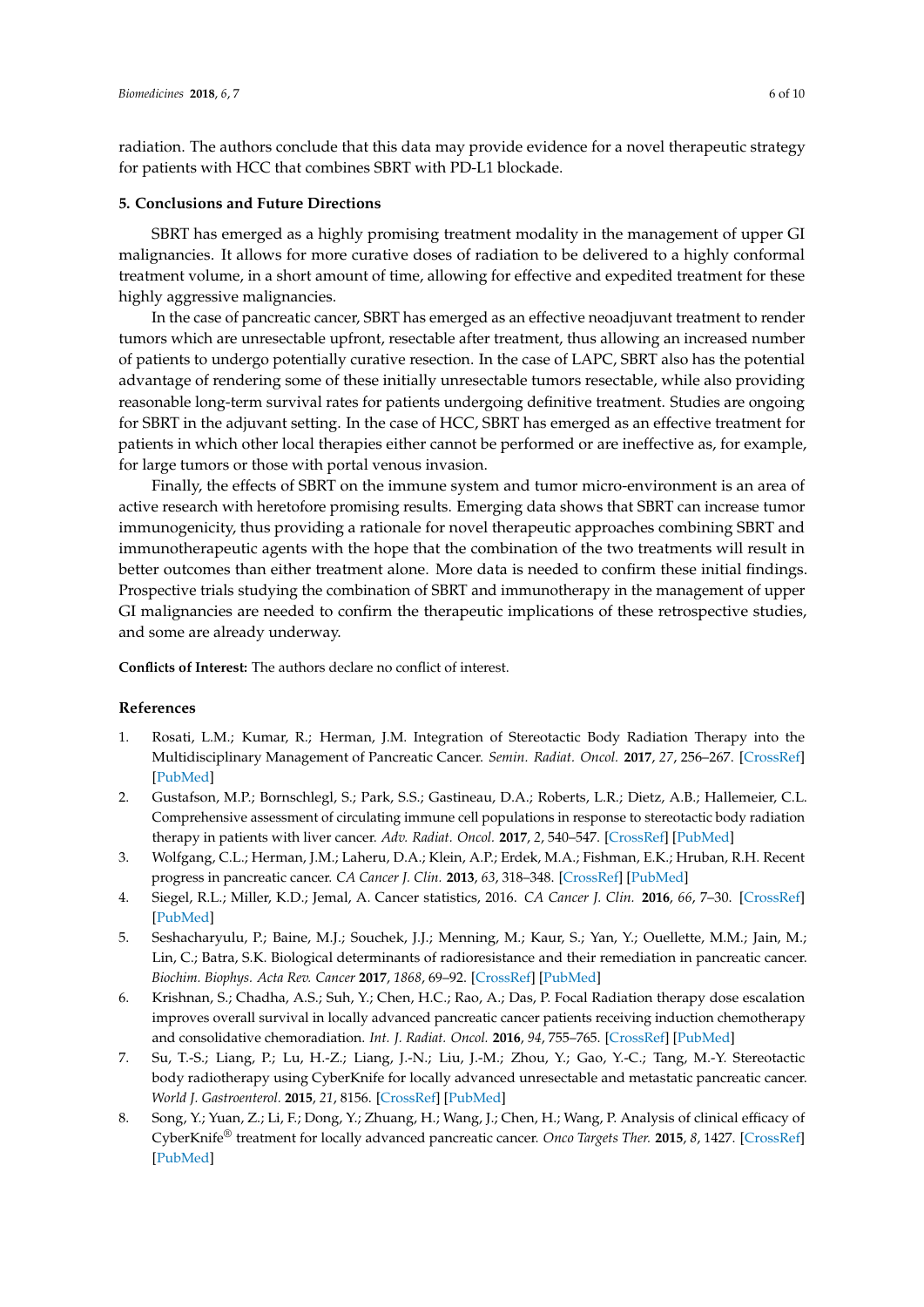radiation. The authors conclude that this data may provide evidence for a novel therapeutic strategy for patients with HCC that combines SBRT with PD-L1 blockade.

## 5. Conclusions and Future Directions

SBRT has emerged as a highly promising treatment modality in the management of upper GI malignancies. It allows for more curative doses of radiation to be delivered to a highly conformal treatment volume, in a short amount of time, allowing for effective and expedited treatment for these highly aggressive malignancies.

In the case of pancreatic cancer, SBRT has emerged as an effective neoadjuvant treatment to render tumors which are unresectable upfront, resectable after treatment, thus allowing an increased number of patients to undergo potentially curative resection. In the case of LAPC, SBRT also has the potential advantage of rendering some of these initially unresectable tumors resectable, while also providing reasonable long-term survival rates for patients undergoing definitive treatment. Studies are ongoing for SBRT in the adjuvant setting. In the case of HCC, SBRT has emerged as an effective treatment for patients in which other local therapies either cannot be performed or are ineffective as, for example, for large tumors or those with portal venous invasion.

Finally, the effects of SBRT on the immune system and tumor micro-environment is an area of active research with heretofore promising results. Emerging data shows that SBRT can increase tumor immunogenicity, thus providing a rationale for novel therapeutic approaches combining SBRT and immunotherapeutic agents with the hope that the combination of the two treatments will result in better outcomes than either treatment alone. More data is needed to confirm these initial findings. Prospective trials studying the combination of SBRT and immunotherapy in the management of upper GI malignancies are needed to confirm the therapeutic implications of these retrospective studies, and some are already underway.

**Conflicts of Interest:** The authors declare no conflict of interest.

## References

1. Rosati, L.M.; Kumar, R.; Herman, J.M. Integration of Stereotactic Body Radiation Therapy into the Multidisciplinary Management of Pancreatic Cancer. *Semin. Radiat. Oncol.* **2017**, *27*, 256–267. [CrossRef] [PubMed]
2. Gustafson, M.P.; Bornschlegl, S.; Park, S.S.; Gastineau, D.A.; Roberts, L.R.; Dietz, A.B.; Hallemeier, C.L. Comprehensive assessment of circulating immune cell populations in response to stereotactic body radiation therapy in patients with liver cancer. *Adv. Radiat. Oncol.* **2017**, *2*, 540–547. [CrossRef] [PubMed]
3. Wolfgang, C.L.; Herman, J.M.; Laheru, D.A.; Klein, A.P.; Erdek, M.A.; Fishman, E.K.; Hruban, R.H. Recent progress in pancreatic cancer. *CA Cancer J. Clin.* **2013**, *63*, 318–348. [CrossRef] [PubMed]
4. Siegel, R.L.; Miller, K.D.; Jemal, A. Cancer statistics, 2016. *CA Cancer J. Clin.* **2016**, *66*, 7–30. [CrossRef] [PubMed]
5. Seshacharyulu, P.; Baine, M.J.; Souchek, J.J.; Menning, M.; Kaur, S.; Yan, Y.; Ouellette, M.M.; Jain, M.; Lin, C.; Batra, S.K. Biological determinants of radioresistance and their remediation in pancreatic cancer. *Biochim. Biophys. Acta Rev. Cancer* **2017**, *1868*, 69–92. [CrossRef] [PubMed]
6. Krishnan, S.; Chadha, A.S.; Suh, Y.; Chen, H.C.; Rao, A.; Das, P. Focal Radiation therapy dose escalation improves overall survival in locally advanced pancreatic cancer patients receiving induction chemotherapy and consolidative chemoradiation. *Int. J. Radiat. Oncol.* **2016**, *94*, 755–765. [CrossRef] [PubMed]
7. Su, T.-S.; Liang, P.; Lu, H.-Z.; Liang, J.-N.; Liu, J.-M.; Zhou, Y.; Gao, Y.-C.; Tang, M.-Y. Stereotactic body radiotherapy using CyberKnife for locally advanced unresectable and metastatic pancreatic cancer. *World J. Gastroenterol.* **2015**, *21*, 8156. [CrossRef] [PubMed]
8. Song, Y.; Yuan, Z.; Li, F.; Dong, Y.; Zhuang, H.; Wang, J.; Chen, H.; Wang, P. Analysis of clinical efficacy of CyberKnife® treatment for locally advanced pancreatic cancer. *Onco Targets Ther.* **2015**, *8*, 1427. [CrossRef] [PubMed]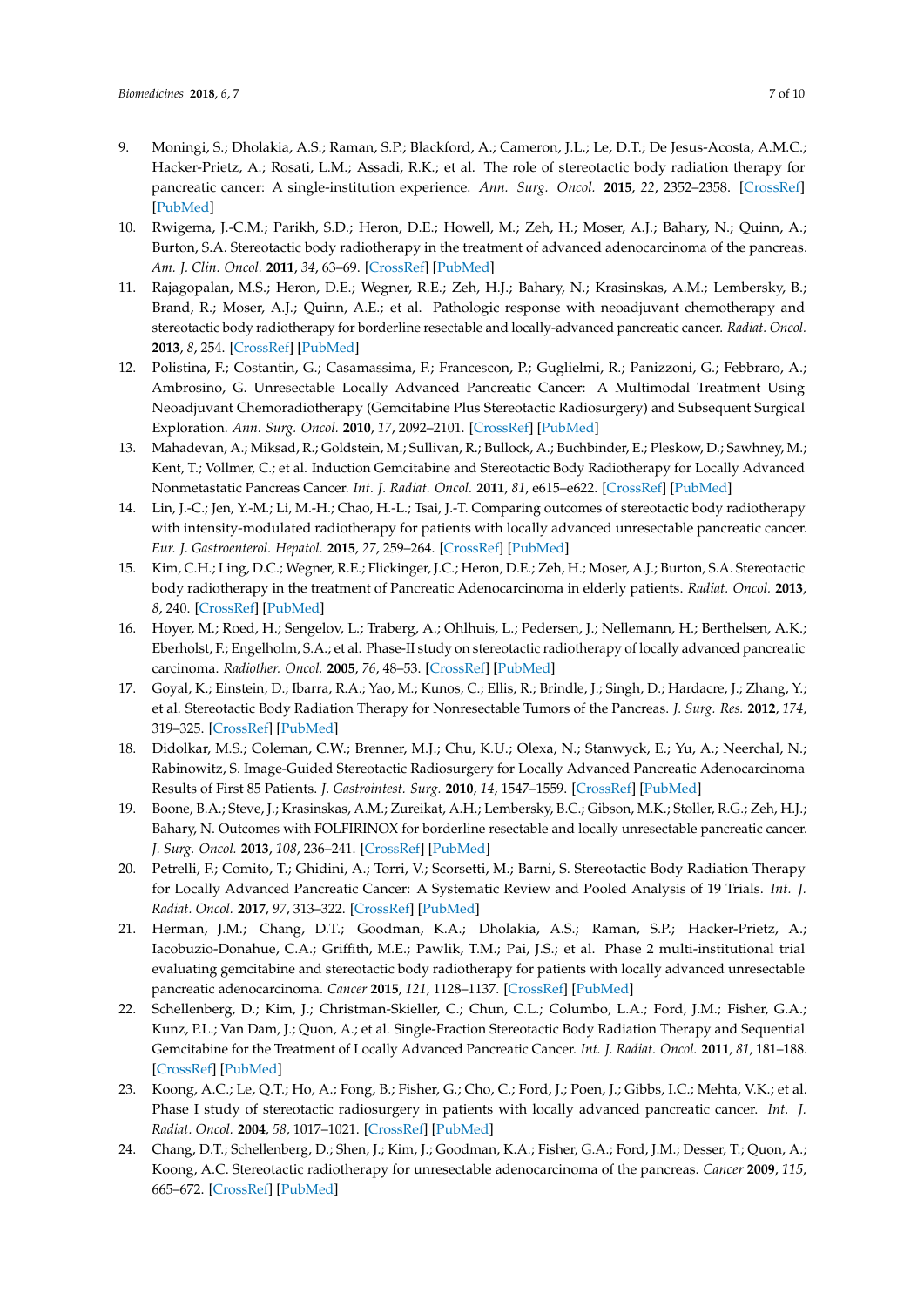9. Moningi, S.; Dholakia, A.S.; Raman, S.P.; Blackford, A.; Cameron, J.L.; Le, D.T.; De Jesus-Acosta, A.M.C.; Hacker-Prietz, A.; Rosati, L.M.; Assadi, R.K.; et al. The role of stereotactic body radiation therapy for pancreatic cancer: A single-institution experience. *Ann. Surg. Oncol.* **2015**, *22*, 2352–2358. [CrossRef] [PubMed]
10. Rwigema, J.-C.M.; Parikh, S.D.; Heron, D.E.; Howell, M.; Zeh, H.; Moser, A.J.; Bahary, N.; Quinn, A.; Burton, S.A. Stereotactic body radiotherapy in the treatment of advanced adenocarcinoma of the pancreas. *Am. J. Clin. Oncol.* **2011**, *34*, 63–69. [CrossRef] [PubMed]
11. Rajagopalan, M.S.; Heron, D.E.; Wegner, R.E.; Zeh, H.J.; Bahary, N.; Krasinskas, A.M.; Lembersky, B.; Brand, R.; Moser, A.J.; Quinn, A.E.; et al. Pathologic response with neoadjuvant chemotherapy and stereotactic body radiotherapy for borderline resectable and locally-advanced pancreatic cancer. *Radiat. Oncol.* **2013**, *8*, 254. [CrossRef] [PubMed]
12. Polistina, F.; Costantin, G.; Casamassima, F.; Francescon, P.; Guglielmi, R.; Panizzoni, G.; Febbraro, A.; Ambrosino, G. Unresectable Locally Advanced Pancreatic Cancer: A Multimodal Treatment Using Neoadjuvant Chemoradiotherapy (Gemcitabine Plus Stereotactic Radiosurgery) and Subsequent Surgical Exploration. *Ann. Surg. Oncol.* **2010**, *17*, 2092–2101. [CrossRef] [PubMed]
13. Mahadevan, A.; Miksad, R.; Goldstein, M.; Sullivan, R.; Bullock, A.; Buchbinder, E.; Pleskow, D.; Sawhney, M.; Kent, T.; Vollmer, C.; et al. Induction Gemcitabine and Stereotactic Body Radiotherapy for Locally Advanced Nonmetastatic Pancreas Cancer. *Int. J. Radiat. Oncol.* **2011**, *81*, e615–e622. [CrossRef] [PubMed]
14. Lin, J.-C.; Jen, Y.-M.; Li, M.-H.; Chao, H.-L.; Tsai, J.-T. Comparing outcomes of stereotactic body radiotherapy with intensity-modulated radiotherapy for patients with locally advanced unresectable pancreatic cancer. *Eur. J. Gastroenterol. Hepatol.* **2015**, *27*, 259–264. [CrossRef] [PubMed]
15. Kim, C.H.; Ling, D.C.; Wegner, R.E.; Flickinger, J.C.; Heron, D.E.; Zeh, H.; Moser, A.J.; Burton, S.A. Stereotactic body radiotherapy in the treatment of Pancreatic Adenocarcinoma in elderly patients. *Radiat. Oncol.* **2013**, *8*, 240. [CrossRef] [PubMed]
16. Hoyer, M.; Roed, H.; Sengelov, L.; Traberg, A.; Ohlhuis, L.; Pedersen, J.; Nellemann, H.; Berthelsen, A.K.; Eberholst, F.; Engelholm, S.A.; et al. Phase-II study on stereotactic radiotherapy of locally advanced pancreatic carcinoma. *Radiother. Oncol.* **2005**, *76*, 48–53. [CrossRef] [PubMed]
17. Goyal, K.; Einstein, D.; Ibarra, R.A.; Yao, M.; Kunos, C.; Ellis, R.; Brindle, J.; Singh, D.; Hardacre, J.; Zhang, Y.; et al. Stereotactic Body Radiation Therapy for Nonresectable Tumors of the Pancreas. *J. Surg. Res.* **2012**, *174*, 319–325. [CrossRef] [PubMed]
18. Didolkar, M.S.; Coleman, C.W.; Brenner, M.J.; Chu, K.U.; Olexa, N.; Stanwyck, E.; Yu, A.; Neerchal, N.; Rabinowitz, S. Image-Guided Stereotactic Radiosurgery for Locally Advanced Pancreatic Adenocarcinoma Results of First 85 Patients. *J. Gastrointest. Surg.* **2010**, *14*, 1547–1559. [CrossRef] [PubMed]
19. Boone, B.A.; Steve, J.; Krasinskas, A.M.; Zureikat, A.H.; Lembersky, B.C.; Gibson, M.K.; Stoller, R.G.; Zeh, H.J.; Bahary, N. Outcomes with FOLFIRINOX for borderline resectable and locally unresectable pancreatic cancer. *J. Surg. Oncol.* **2013**, *108*, 236–241. [CrossRef] [PubMed]
20. Petrelli, F.; Comito, T.; Ghidini, A.; Torri, V.; Scorsetti, M.; Barni, S. Stereotactic Body Radiation Therapy for Locally Advanced Pancreatic Cancer: A Systematic Review and Pooled Analysis of 19 Trials. *Int. J. Radiat. Oncol.* **2017**, *97*, 313–322. [CrossRef] [PubMed]
21. Herman, J.M.; Chang, D.T.; Goodman, K.A.; Dholakia, A.S.; Raman, S.P.; Hacker-Prietz, A.; Iacobuzio-Donahue, C.A.; Griffith, M.E.; Pawlik, T.M.; Pai, J.S.; et al. Phase 2 multi-institutional trial evaluating gemcitabine and stereotactic body radiotherapy for patients with locally advanced unresectable pancreatic adenocarcinoma. *Cancer* **2015**, *121*, 1128–1137. [CrossRef] [PubMed]
22. Schellenberg, D.; Kim, J.; Christman-Skieller, C.; Chun, C.L.; Columbo, L.A.; Ford, J.M.; Fisher, G.A.; Kunz, P.L.; Van Dam, J.; Quon, A.; et al. Single-Fraction Stereotactic Body Radiation Therapy and Sequential Gemcitabine for the Treatment of Locally Advanced Pancreatic Cancer. *Int. J. Radiat. Oncol.* **2011**, *81*, 181–188. [CrossRef] [PubMed]
23. Koong, A.C.; Le, Q.T.; Ho, A.; Fong, B.; Fisher, G.; Cho, C.; Ford, J.; Poen, J.; Gibbs, I.C.; Mehta, V.K.; et al. Phase I study of stereotactic radiosurgery in patients with locally advanced pancreatic cancer. *Int. J. Radiat. Oncol.* **2004**, *58*, 1017–1021. [CrossRef] [PubMed]
24. Chang, D.T.; Schellenberg, D.; Shen, J.; Kim, J.; Goodman, K.A.; Fisher, G.A.; Ford, J.M.; Desser, T.; Quon, A.; Koong, A.C. Stereotactic radiotherapy for unresectable adenocarcinoma of the pancreas. *Cancer* **2009**, *115*, 665–672. [CrossRef] [PubMed]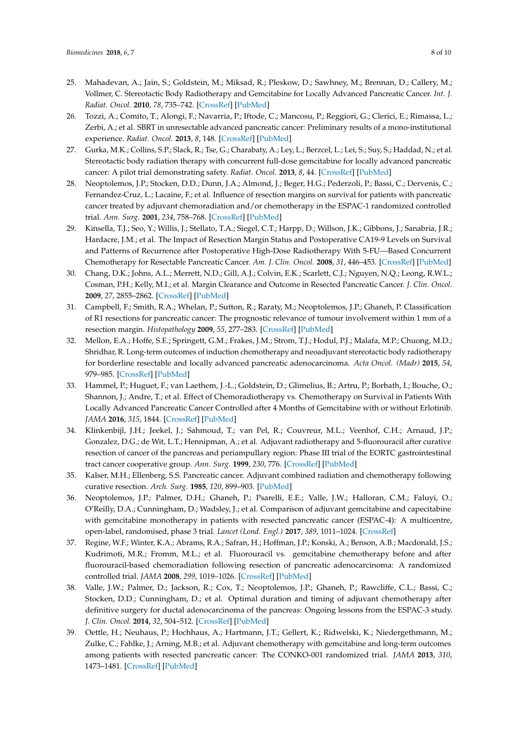25. Mahadevan, A.; Jain, S.; Goldstein, M.; Miksad, R.; Pleskow, D.; Sawhney, M.; Brennan, D.; Callery, M.; Vollmer, C. Stereotactic Body Radiotherapy and Gemcitabine for Locally Advanced Pancreatic Cancer. *Int. J. Radiat. Oncol.* **2010**, *78*, 735–742. [CrossRef] [PubMed]
26. Tozzi, A.; Comito, T.; Alongi, F.; Navarria, P.; Iftode, C.; Mancosu, P.; Reggiori, G.; Clerici, E.; Rimassa, L.; Zerbi, A.; et al. SBRT in unresectable advanced pancreatic cancer: Preliminary results of a mono-institutional experience. *Radiat. Oncol.* **2013**, *8*, 148. [CrossRef] [PubMed]
27. Gurka, M.K.; Collins, S.P.; Slack, R.; Tse, G.; Charabaty, A.; Ley, L.; Berzcel, L.; Lei, S.; Suy, S.; Haddad, N.; et al. Stereotactic body radiation therapy with concurrent full-dose gemcitabine for locally advanced pancreatic cancer: A pilot trial demonstrating safety. *Radiat. Oncol.* **2013**, *8*, 44. [CrossRef] [PubMed]
28. Neoptolemos, J.P.; Stocken, D.D.; Dunn, J.A.; Almond, J.; Beger, H.G.; Pederzoli, P.; Bassi, C.; Dervenis, C.; Fernandez-Cruz, L.; Lacaine, F.; et al. Influence of resection margins on survival for patients with pancreatic cancer treated by adjuvant chemoradiation and/or chemotherapy in the ESPAC-1 randomized controlled trial. *Ann. Surg.* **2001**, *234*, 758–768. [CrossRef] [PubMed]
29. Kinsella, T.J.; Seo, Y.; Willis, J.; Stellato, T.A.; Siegel, C.T.; Harpp, D.; Willson, J.K.; Gibbons, J.; Sanabria, J.R.; Hardacre, J.M.; et al. The Impact of Resection Margin Status and Postoperative CA19-9 Levels on Survival and Patterns of Recurrence after Postoperative High-Dose Radiotherapy With 5-FU—Based Concurrent Chemotherapy for Resectable Pancreatic Cancer. *Am. J. Clin. Oncol.* **2008**, *31*, 446–453. [CrossRef] [PubMed]
30. Chang, D.K.; Johns, A.L.; Merrett, N.D.; Gill, A.J.; Colvin, E.K.; Scarlett, C.J.; Nguyen, N.Q.; Leong, R.W.L.; Cosman, P.H.; Kelly, M.I.; et al. Margin Clearance and Outcome in Resected Pancreatic Cancer. *J. Clin. Oncol.* **2009**, *27*, 2855–2862. [CrossRef] [PubMed]
31. Campbell, F.; Smith, R.A.; Whelan, P.; Sutton, R.; Raraty, M.; Neoptolemos, J.P.; Ghaneh, P. Classification of R1 resections for pancreatic cancer: The prognostic relevance of tumour involvement within 1 mm of a resection margin. *Histopathology* **2009**, *55*, 277–283. [CrossRef] [PubMed]
32. Mellon, E.A.; Hoffe, S.E.; Springett, G.M.; Frakes, J.M.; Strom, T.J.; Hodul, P.J.; Malafa, M.P.; Chuong, M.D.; Shridhar, R. Long-term outcomes of induction chemotherapy and neoadjuvant stereotactic body radiotherapy for borderline resectable and locally advanced pancreatic adenocarcinoma. *Acta Oncol. (Madr)* **2015**, *54*, 979–985. [CrossRef] [PubMed]
33. Hammel, P.; Huguet, F.; van Laethem, J.-L.; Goldstein, D.; Glimelius, B.; Artru, P.; Borbath, I.; Bouche, O.; Shannon, J.; Andre, T.; et al. Effect of Chemoradiotherapy vs. Chemotherapy on Survival in Patients With Locally Advanced Pancreatic Cancer Controlled after 4 Months of Gemcitabine with or without Erlotinib. *JAMA* **2016**, *315*, 1844. [CrossRef] [PubMed]
34. Klinkenbijl, J.H.; Jeekel, J.; Sahmoud, T.; van Pel, R.; Couvreur, M.L.; Veenhof, C.H.; Arnaud, J.P.; Gonzalez, D.G.; de Wit, L.T.; Hennipman, A.; et al. Adjuvant radiotherapy and 5-fluorouracil after curative resection of cancer of the pancreas and periampullary region: Phase III trial of the EORTC gastrointestinal tract cancer cooperative group. *Ann. Surg.* **1999**, *230*, 776. [CrossRef] [PubMed]
35. Kalser, M.H.; Ellenberg, S.S. Pancreatic cancer. Adjuvant combined radiation and chemotherapy following curative resection. *Arch. Surg.* **1985**, *120*, 899–903. [PubMed]
36. Neoptolemos, J.P.; Palmer, D.H.; Ghaneh, P.; Psarelli, E.E.; Valle, J.W.; Halloran, C.M.; Faluyi, O.; O'Reilly, D.A.; Cunningham, D.; Wadsley, J.; et al. Comparison of adjuvant gemcitabine and capecitabine with gemcitabine monotherapy in patients with resected pancreatic cancer (ESPAC-4): A multicentre, open-label, randomised, phase 3 trial. *Lancet (Lond. Engl.)* **2017**, *389*, 1011–1024. [CrossRef]
37. Regine, W.F.; Winter, K.A.; Abrams, R.A.; Safran, H.; Hoffman, J.P.; Konski, A.; Benson, A.B.; Macdonald, J.S.; Kudrimoti, M.R.; Fromm, M.L.; et al. Fluorouracil vs. gemcitabine chemotherapy before and after fluorouracil-based chemoradiation following resection of pancreatic adenocarcinoma: A randomized controlled trial. *JAMA* **2008**, *299*, 1019–1026. [CrossRef] [PubMed]
38. Valle, J.W.; Palmer, D.; Jackson, R.; Cox, T.; Neoptolemos, J.P.; Ghaneh, P.; Rawcliffe, C.L.; Bassi, C.; Stocken, D.D.; Cunningham, D.; et al. Optimal duration and timing of adjuvant chemotherapy after definitive surgery for ductal adenocarcinoma of the pancreas: Ongoing lessons from the ESPAC-3 study. *J. Clin. Oncol.* **2014**, *32*, 504–512. [CrossRef] [PubMed]
39. Oettle, H.; Neuhaus, P.; Hochhaus, A.; Hartmann, J.T.; Gellert, K.; Ridwelski, K.; Niedergethmann, M.; Zulke, C.; Fahlke, J.; Arning, M.B.; et al. Adjuvant chemotherapy with gemcitabine and long-term outcomes among patients with resected pancreatic cancer: The CONKO-001 randomized trial. *JAMA* **2013**, *310*, 1473–1481. [CrossRef] [PubMed]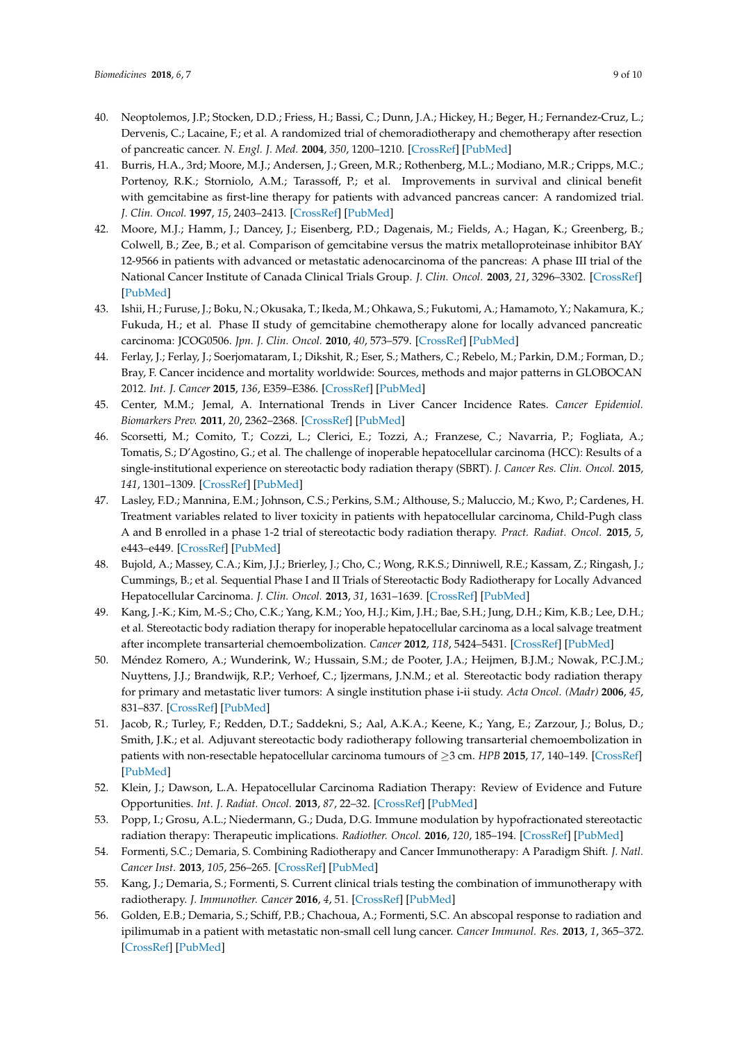40. Neoptolemos, J.P.; Stocken, D.D.; Friess, H.; Bassi, C.; Dunn, J.A.; Hickey, H.; Beger, H.; Fernandez-Cruz, L.; Dervenis, C.; Lacaine, F.; et al. A randomized trial of chemoradiotherapy and chemotherapy after resection of pancreatic cancer. *N. Engl. J. Med.* **2004**, *350*, 1200–1210. [CrossRef] [PubMed]
41. Burris, H.A., 3rd; Moore, M.J.; Andersen, J.; Green, M.R.; Rothenberg, M.L.; Modiano, M.R.; Cripps, M.C.; Portenoy, R.K.; Storniolo, A.M.; Tarassoff, P.; et al. Improvements in survival and clinical benefit with gemcitabine as first-line therapy for patients with advanced pancreas cancer: A randomized trial. *J. Clin. Oncol.* **1997**, *15*, 2403–2413. [CrossRef] [PubMed]
42. Moore, M.J.; Hamm, J.; Dancey, J.; Eisenberg, P.D.; Dagenais, M.; Fields, A.; Hagan, K.; Greenberg, B.; Colwell, B.; Zee, B.; et al. Comparison of gemcitabine versus the matrix metalloproteinase inhibitor BAY 12-9566 in patients with advanced or metastatic adenocarcinoma of the pancreas: A phase III trial of the National Cancer Institute of Canada Clinical Trials Group. *J. Clin. Oncol.* **2003**, *21*, 3296–3302. [CrossRef] [PubMed]
43. Ishii, H.; Furuse, J.; Boku, N.; Okusaka, T.; Ikeda, M.; Ohkawa, S.; Fukutomi, A.; Hamamoto, Y.; Nakamura, K.; Fukuda, H.; et al. Phase II study of gemcitabine chemotherapy alone for locally advanced pancreatic carcinoma: JCOG0506. *Jpn. J. Clin. Oncol.* **2010**, *40*, 573–579. [CrossRef] [PubMed]
44. Ferlay, J.; Ferlay, J.; Soerjomataram, I.; Dikshit, R.; Eser, S.; Mathers, C.; Rebelo, M.; Parkin, D.M.; Forman, D.; Bray, F. Cancer incidence and mortality worldwide: Sources, methods and major patterns in GLOBOCAN 2012. *Int. J. Cancer* **2015**, *136*, E359–E386. [CrossRef] [PubMed]
45. Center, M.M.; Jemal, A. International Trends in Liver Cancer Incidence Rates. *Cancer Epidemiol. Biomarkers Prev.* **2011**, *20*, 2362–2368. [CrossRef] [PubMed]
46. Scorsetti, M.; Comito, T.; Cozzi, L.; Clerici, E.; Tozzi, A.; Franzese, C.; Navarria, P.; Fogliata, A.; Tomatis, S.; D'Agostino, G.; et al. The challenge of inoperable hepatocellular carcinoma (HCC): Results of a single-institutional experience on stereotactic body radiation therapy (SBRT). *J. Cancer Res. Clin. Oncol.* **2015**, *141*, 1301–1309. [CrossRef] [PubMed]
47. Lasley, F.D.; Mannina, E.M.; Johnson, C.S.; Perkins, S.M.; Althouse, S.; Maluccio, M.; Kwo, P.; Cardenes, H. Treatment variables related to liver toxicity in patients with hepatocellular carcinoma, Child-Pugh class A and B enrolled in a phase 1-2 trial of stereotactic body radiation therapy. *Pract. Radiat. Oncol.* **2015**, *5*, e443–e449. [CrossRef] [PubMed]
48. Bujold, A.; Massey, C.A.; Kim, J.J.; Brierley, J.; Cho, C.; Wong, R.K.S.; Dinniwell, R.E.; Kassam, Z.; Ringash, J.; Cummings, B.; et al. Sequential Phase I and II Trials of Stereotactic Body Radiotherapy for Locally Advanced Hepatocellular Carcinoma. *J. Clin. Oncol.* **2013**, *31*, 1631–1639. [CrossRef] [PubMed]
49. Kang, J.-K.; Kim, M.-S.; Cho, C.K.; Yang, K.M.; Yoo, H.J.; Kim, J.H.; Bae, S.H.; Jung, D.H.; Kim, K.B.; Lee, D.H.; et al. Stereotactic body radiation therapy for inoperable hepatocellular carcinoma as a local salvage treatment after incomplete transarterial chemoembolization. *Cancer* **2012**, *118*, 5424–5431. [CrossRef] [PubMed]
50. Méndez Romero, A.; Wunderink, W.; Hussain, S.M.; de Pooter, J.A.; Heijmen, B.J.M.; Nowak, P.C.J.M.; Nuyttens, J.J.; Brandwijk, R.P.; Verhoef, C.; Ijzermans, J.N.M.; et al. Stereotactic body radiation therapy for primary and metastatic liver tumors: A single institution phase i-ii study. *Acta Oncol. (Madr)* **2006**, *45*, 831–837. [CrossRef] [PubMed]
51. Jacob, R.; Turley, F.; Redden, D.T.; Saddekni, S.; Aal, A.K.A.; Keene, K.; Yang, E.; Zarzour, J.; Bolus, D.; Smith, J.K.; et al. Adjuvant stereotactic body radiotherapy following transarterial chemoembolization in patients with non-resectable hepatocellular carcinoma tumours of ≥3 cm. *HPB* **2015**, *17*, 140–149. [CrossRef] [PubMed]
52. Klein, J.; Dawson, L.A. Hepatocellular Carcinoma Radiation Therapy: Review of Evidence and Future Opportunities. *Int. J. Radiat. Oncol.* **2013**, *87*, 22–32. [CrossRef] [PubMed]
53. Popp, I.; Grosu, A.L.; Niedermann, G.; Duda, D.G. Immune modulation by hypofractionated stereotactic radiation therapy: Therapeutic implications. *Radiother. Oncol.* **2016**, *120*, 185–194. [CrossRef] [PubMed]
54. Formenti, S.C.; Demaria, S. Combining Radiotherapy and Cancer Immunotherapy: A Paradigm Shift. *J. Natl. Cancer Inst.* **2013**, *105*, 256–265. [CrossRef] [PubMed]
55. Kang, J.; Demaria, S.; Formenti, S. Current clinical trials testing the combination of immunotherapy with radiotherapy. *J. Immunother. Cancer* **2016**, *4*, 51. [CrossRef] [PubMed]
56. Golden, E.B.; Demaria, S.; Schiff, P.B.; Chachoua, A.; Formenti, S.C. An abscopal response to radiation and ipilimumab in a patient with metastatic non-small cell lung cancer. *Cancer Immunol. Res.* **2013**, *1*, 365–372. [CrossRef] [PubMed]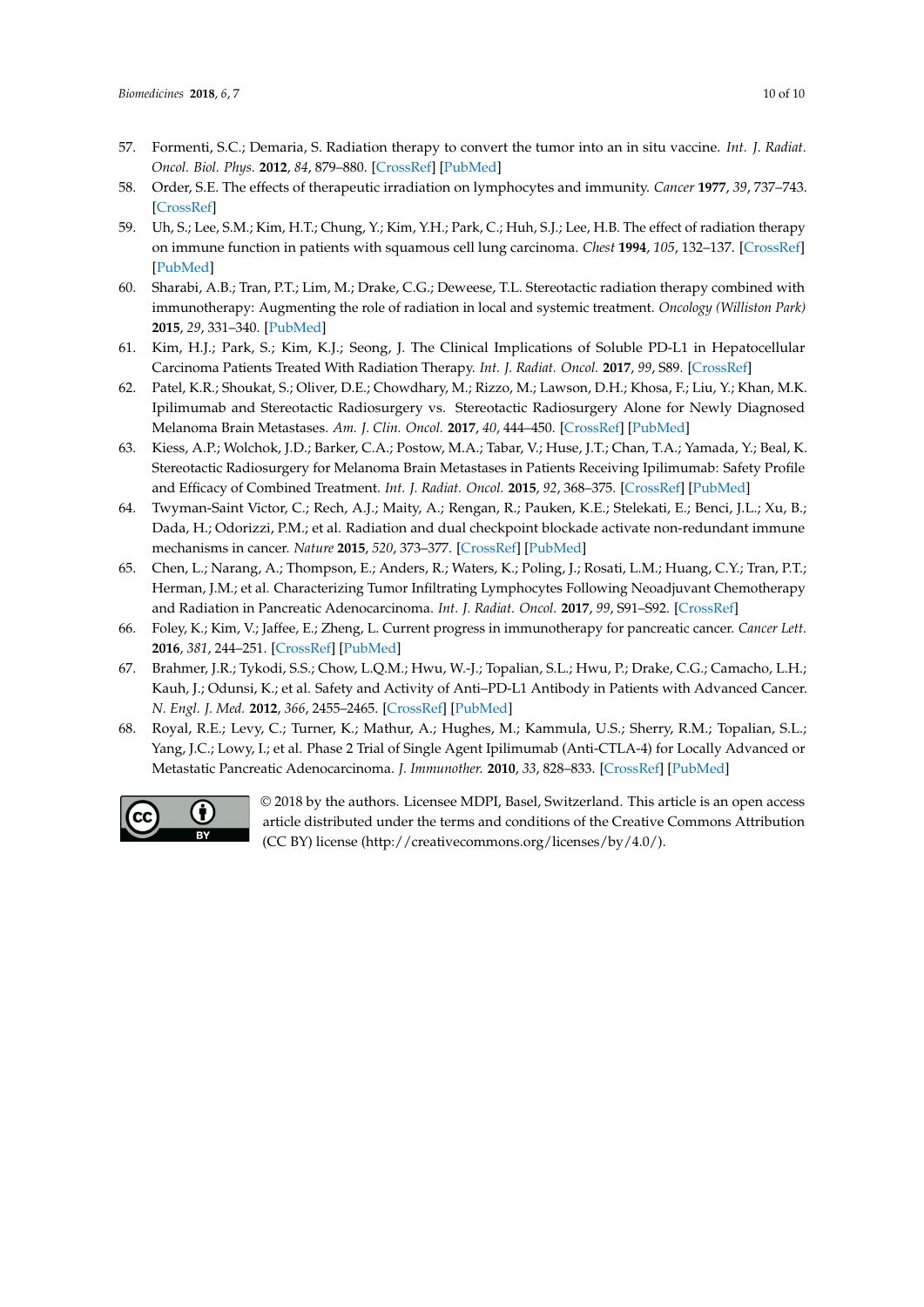57. Formenti, S.C.; Demaria, S. Radiation therapy to convert the tumor into an in situ vaccine. *Int. J. Radiat. Oncol. Biol. Phys.* **2012**, *84*, 879–880. [CrossRef] [PubMed]
58. Order, S.E. The effects of therapeutic irradiation on lymphocytes and immunity. *Cancer* **1977**, *39*, 737–743. [CrossRef]
59. Uh, S.; Lee, S.M.; Kim, H.T.; Chung, Y.; Kim, Y.H.; Park, C.; Huh, S.J.; Lee, H.B. The effect of radiation therapy on immune function in patients with squamous cell lung carcinoma. *Chest* **1994**, *105*, 132–137. [CrossRef] [PubMed]
60. Sharabi, A.B.; Tran, P.T.; Lim, M.; Drake, C.G.; Deweese, T.L. Stereotactic radiation therapy combined with immunotherapy: Augmenting the role of radiation in local and systemic treatment. *Oncology (Williston Park)* **2015**, *29*, 331–340. [PubMed]
61. Kim, H.J.; Park, S.; Kim, K.J.; Seong, J. The Clinical Implications of Soluble PD-L1 in Hepatocellular Carcinoma Patients Treated With Radiation Therapy. *Int. J. Radiat. Oncol.* **2017**, *99*, S89. [CrossRef]
62. Patel, K.R.; Shoukat, S.; Oliver, D.E.; Chowdhary, M.; Rizzo, M.; Lawson, D.H.; Khosa, F.; Liu, Y.; Khan, M.K. Ipilimumab and Stereotactic Radiosurgery vs. Stereotactic Radiosurgery Alone for Newly Diagnosed Melanoma Brain Metastases. *Am. J. Clin. Oncol.* **2017**, *40*, 444–450. [CrossRef] [PubMed]
63. Kiess, A.P.; Wolchok, J.D.; Barker, C.A.; Postow, M.A.; Tabar, V.; Huse, J.T.; Chan, T.A.; Yamada, Y.; Beal, K. Stereotactic Radiosurgery for Melanoma Brain Metastases in Patients Receiving Ipilimumab: Safety Profile and Efficacy of Combined Treatment. *Int. J. Radiat. Oncol.* **2015**, *92*, 368–375. [CrossRef] [PubMed]
64. Twyman-Saint Victor, C.; Rech, A.J.; Maity, A.; Rengan, R.; Pauken, K.E.; Stelekati, E.; Benci, J.L.; Xu, B.; Dada, H.; Odorizzi, P.M.; et al. Radiation and dual checkpoint blockade activate non-redundant immune mechanisms in cancer. *Nature* **2015**, *520*, 373–377. [CrossRef] [PubMed]
65. Chen, L.; Narang, A.; Thompson, E.; Anders, R.; Waters, K.; Poling, J.; Rosati, L.M.; Huang, C.Y.; Tran, P.T.; Herman, J.M.; et al. Characterizing Tumor Infiltrating Lymphocytes Following Neoadjuvant Chemotherapy and Radiation in Pancreatic Adenocarcinoma. *Int. J. Radiat. Oncol.* **2017**, *99*, S91–S92. [CrossRef]
66. Foley, K.; Kim, V.; Jaffee, E.; Zheng, L. Current progress in immunotherapy for pancreatic cancer. *Cancer Lett.* **2016**, *381*, 244–251. [CrossRef] [PubMed]
67. Brahmer, J.R.; Tykodi, S.S.; Chow, L.Q.M.; Hwu, W.-J.; Topalian, S.L.; Hwu, P.; Drake, C.G.; Camacho, L.H.; Kauh, J.; Odunsi, K.; et al. Safety and Activity of Anti–PD-L1 Antibody in Patients with Advanced Cancer. *N. Engl. J. Med.* **2012**, *366*, 2455–2465. [CrossRef] [PubMed]
68. Royal, R.E.; Levy, C.; Turner, K.; Mathur, A.; Hughes, M.; Kammula, U.S.; Sherry, R.M.; Topalian, S.L.; Yang, J.C.; Lowy, I.; et al. Phase 2 Trial of Single Agent Ipilimumab (Anti-CTLA-4) for Locally Advanced or Metastatic Pancreatic Adenocarcinoma. *J. Immunother.* **2010**, *33*, 828–833. [CrossRef] [PubMed]

© 2018 by the authors. Licensee MDPI, Basel, Switzerland. This article is an open access article distributed under the terms and conditions of the Creative Commons Attribution (CC BY) license (http://creativecommons.org/licenses/by/4.0/).